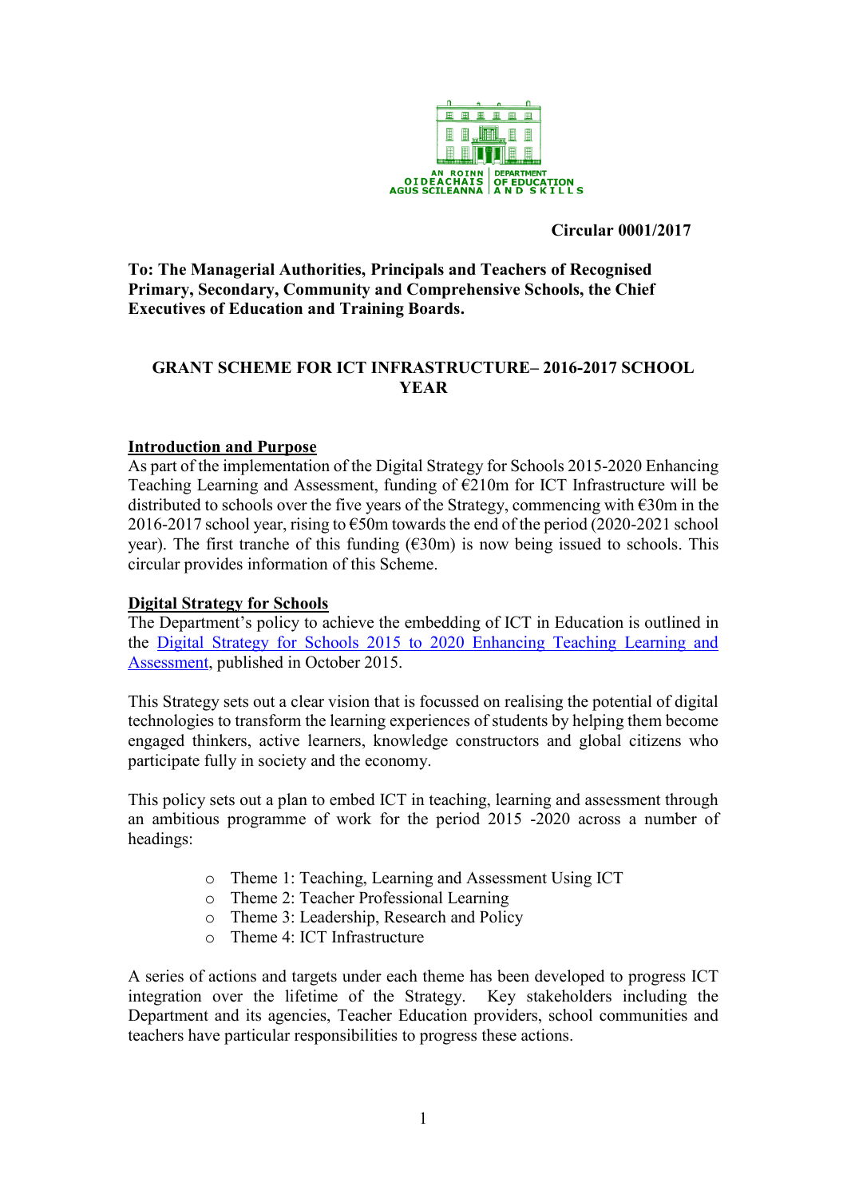AN ROINN OIDEACHAIS AGUS SCILEANNA | DEPARTMENT OF EDUCATION AND SKILLS

**Circular 0001/2017**

**To: The Managerial Authorities, Principals and Teachers of Recognised Primary, Secondary, Community and Comprehensive Schools, the Chief Executives of Education and Training Boards.**

# GRANT SCHEME FOR ICT INFRASTRUCTURE– 2016-2017 SCHOOL YEAR

## Introduction and Purpose

As part of the implementation of the Digital Strategy for Schools 2015-2020 Enhancing Teaching Learning and Assessment, funding of €210m for ICT Infrastructure will be distributed to schools over the five years of the Strategy, commencing with €30m in the 2016-2017 school year, rising to €50m towards the end of the period (2020-2021 school year). The first tranche of this funding (€30m) is now being issued to schools. This circular provides information of this Scheme.

## Digital Strategy for Schools

The Department's policy to achieve the embedding of ICT in Education is outlined in the Digital Strategy for Schools 2015 to 2020 Enhancing Teaching Learning and Assessment, published in October 2015.

This Strategy sets out a clear vision that is focussed on realising the potential of digital technologies to transform the learning experiences of students by helping them become engaged thinkers, active learners, knowledge constructors and global citizens who participate fully in society and the economy.

This policy sets out a plan to embed ICT in teaching, learning and assessment through an ambitious programme of work for the period 2015 -2020 across a number of headings:

- Theme 1: Teaching, Learning and Assessment Using ICT
- Theme 2: Teacher Professional Learning
- Theme 3: Leadership, Research and Policy
- Theme 4: ICT Infrastructure

A series of actions and targets under each theme has been developed to progress ICT integration over the lifetime of the Strategy. Key stakeholders including the Department and its agencies, Teacher Education providers, school communities and teachers have particular responsibilities to progress these actions.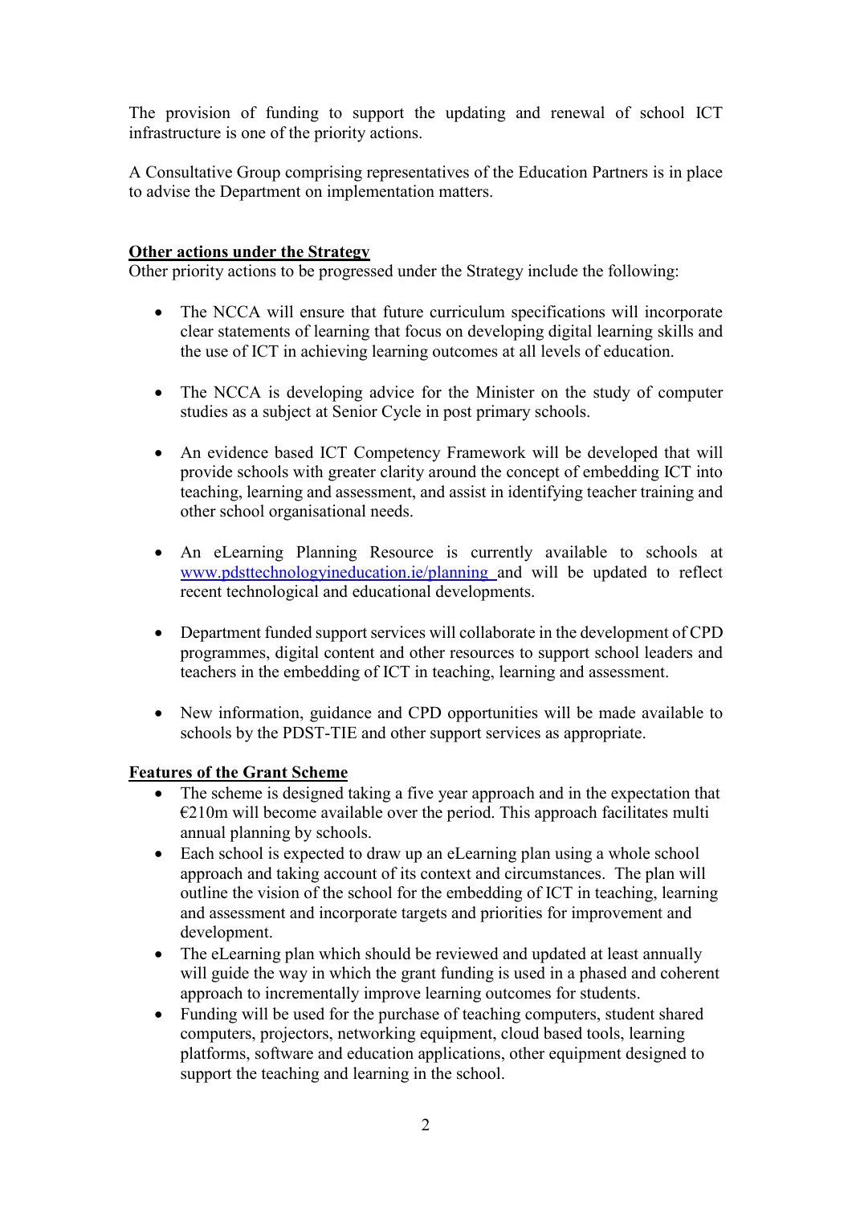The provision of funding to support the updating and renewal of school ICT infrastructure is one of the priority actions.

A Consultative Group comprising representatives of the Education Partners is in place to advise the Department on implementation matters.

**Other actions under the Strategy**

Other priority actions to be progressed under the Strategy include the following:

- The NCCA will ensure that future curriculum specifications will incorporate clear statements of learning that focus on developing digital learning skills and the use of ICT in achieving learning outcomes at all levels of education.

- The NCCA is developing advice for the Minister on the study of computer studies as a subject at Senior Cycle in post primary schools.

- An evidence based ICT Competency Framework will be developed that will provide schools with greater clarity around the concept of embedding ICT into teaching, learning and assessment, and assist in identifying teacher training and other school organisational needs.

- An eLearning Planning Resource is currently available to schools at www.pdsttechnologyineducation.ie/planning and will be updated to reflect recent technological and educational developments.

- Department funded support services will collaborate in the development of CPD programmes, digital content and other resources to support school leaders and teachers in the embedding of ICT in teaching, learning and assessment.

- New information, guidance and CPD opportunities will be made available to schools by the PDST-TIE and other support services as appropriate.

**Features of the Grant Scheme**

- The scheme is designed taking a five year approach and in the expectation that €210m will become available over the period. This approach facilitates multi annual planning by schools.
- Each school is expected to draw up an eLearning plan using a whole school approach and taking account of its context and circumstances. The plan will outline the vision of the school for the embedding of ICT in teaching, learning and assessment and incorporate targets and priorities for improvement and development.
- The eLearning plan which should be reviewed and updated at least annually will guide the way in which the grant funding is used in a phased and coherent approach to incrementally improve learning outcomes for students.
- Funding will be used for the purchase of teaching computers, student shared computers, projectors, networking equipment, cloud based tools, learning platforms, software and education applications, other equipment designed to support the teaching and learning in the school.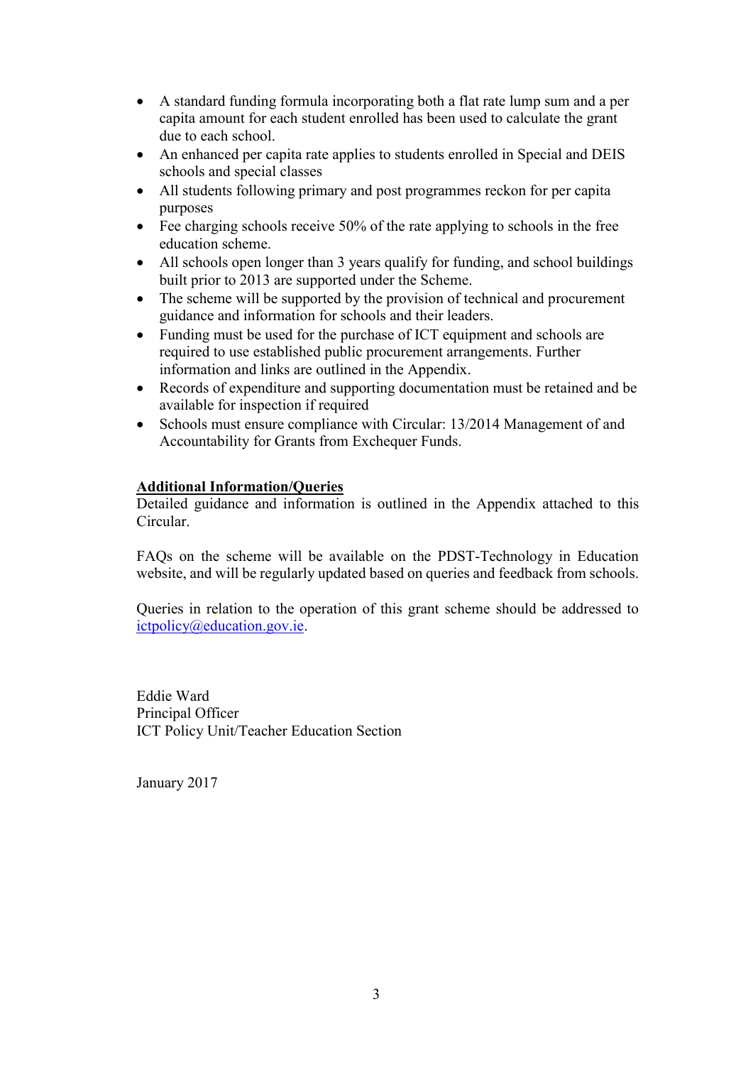- A standard funding formula incorporating both a flat rate lump sum and a per capita amount for each student enrolled has been used to calculate the grant due to each school.
- An enhanced per capita rate applies to students enrolled in Special and DEIS schools and special classes
- All students following primary and post programmes reckon for per capita purposes
- Fee charging schools receive 50% of the rate applying to schools in the free education scheme.
- All schools open longer than 3 years qualify for funding, and school buildings built prior to 2013 are supported under the Scheme.
- The scheme will be supported by the provision of technical and procurement guidance and information for schools and their leaders.
- Funding must be used for the purchase of ICT equipment and schools are required to use established public procurement arrangements. Further information and links are outlined in the Appendix.
- Records of expenditure and supporting documentation must be retained and be available for inspection if required
- Schools must ensure compliance with Circular: 13/2014 Management of and Accountability for Grants from Exchequer Funds.

**Additional Information/Queries**

Detailed guidance and information is outlined in the Appendix attached to this Circular.

FAQs on the scheme will be available on the PDST-Technology in Education website, and will be regularly updated based on queries and feedback from schools.

Queries in relation to the operation of this grant scheme should be addressed to ictpolicy@education.gov.ie.

Eddie Ward
Principal Officer
ICT Policy Unit/Teacher Education Section

January 2017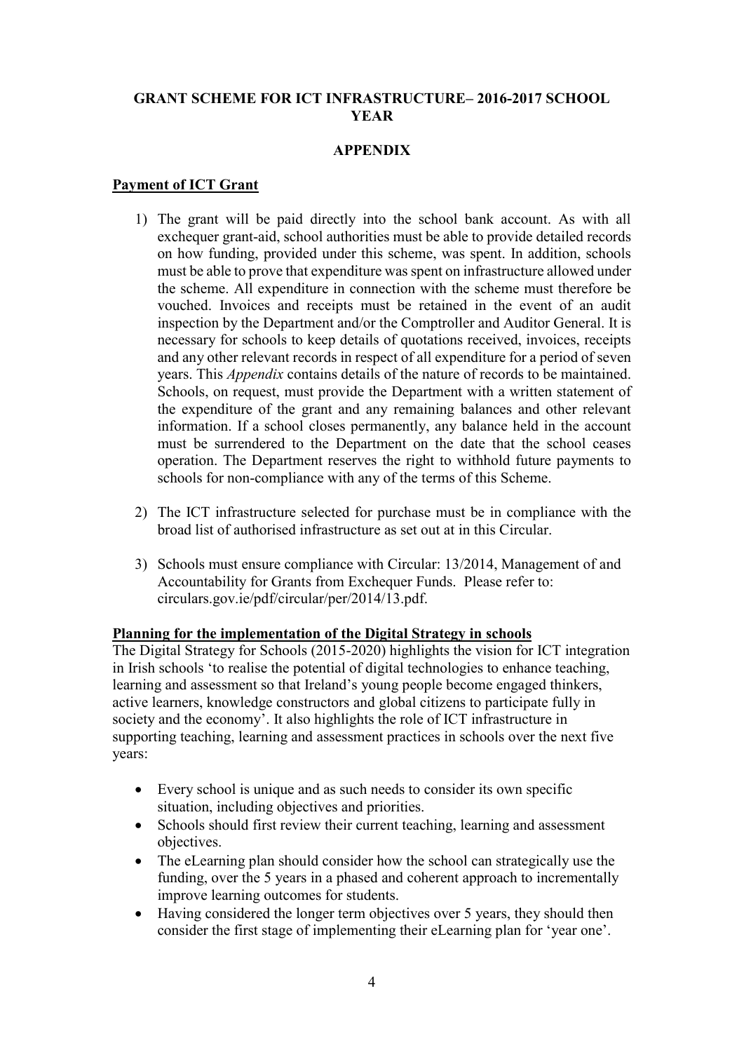**GRANT SCHEME FOR ICT INFRASTRUCTURE– 2016-2017 SCHOOL YEAR**

**APPENDIX**

## Payment of ICT Grant

1) The grant will be paid directly into the school bank account. As with all exchequer grant-aid, school authorities must be able to provide detailed records on how funding, provided under this scheme, was spent. In addition, schools must be able to prove that expenditure was spent on infrastructure allowed under the scheme. All expenditure in connection with the scheme must therefore be vouched. Invoices and receipts must be retained in the event of an audit inspection by the Department and/or the Comptroller and Auditor General. It is necessary for schools to keep details of quotations received, invoices, receipts and any other relevant records in respect of all expenditure for a period of seven years. This *Appendix* contains details of the nature of records to be maintained. Schools, on request, must provide the Department with a written statement of the expenditure of the grant and any remaining balances and other relevant information. If a school closes permanently, any balance held in the account must be surrendered to the Department on the date that the school ceases operation. The Department reserves the right to withhold future payments to schools for non-compliance with any of the terms of this Scheme.

2) The ICT infrastructure selected for purchase must be in compliance with the broad list of authorised infrastructure as set out at in this Circular.

3) Schools must ensure compliance with Circular: 13/2014, Management of and Accountability for Grants from Exchequer Funds. Please refer to: circulars.gov.ie/pdf/circular/per/2014/13.pdf.

## Planning for the implementation of the Digital Strategy in schools

The Digital Strategy for Schools (2015-2020) highlights the vision for ICT integration in Irish schools 'to realise the potential of digital technologies to enhance teaching, learning and assessment so that Ireland's young people become engaged thinkers, active learners, knowledge constructors and global citizens to participate fully in society and the economy'. It also highlights the role of ICT infrastructure in supporting teaching, learning and assessment practices in schools over the next five years:

- Every school is unique and as such needs to consider its own specific situation, including objectives and priorities.
- Schools should first review their current teaching, learning and assessment objectives.
- The eLearning plan should consider how the school can strategically use the funding, over the 5 years in a phased and coherent approach to incrementally improve learning outcomes for students.
- Having considered the longer term objectives over 5 years, they should then consider the first stage of implementing their eLearning plan for 'year one'.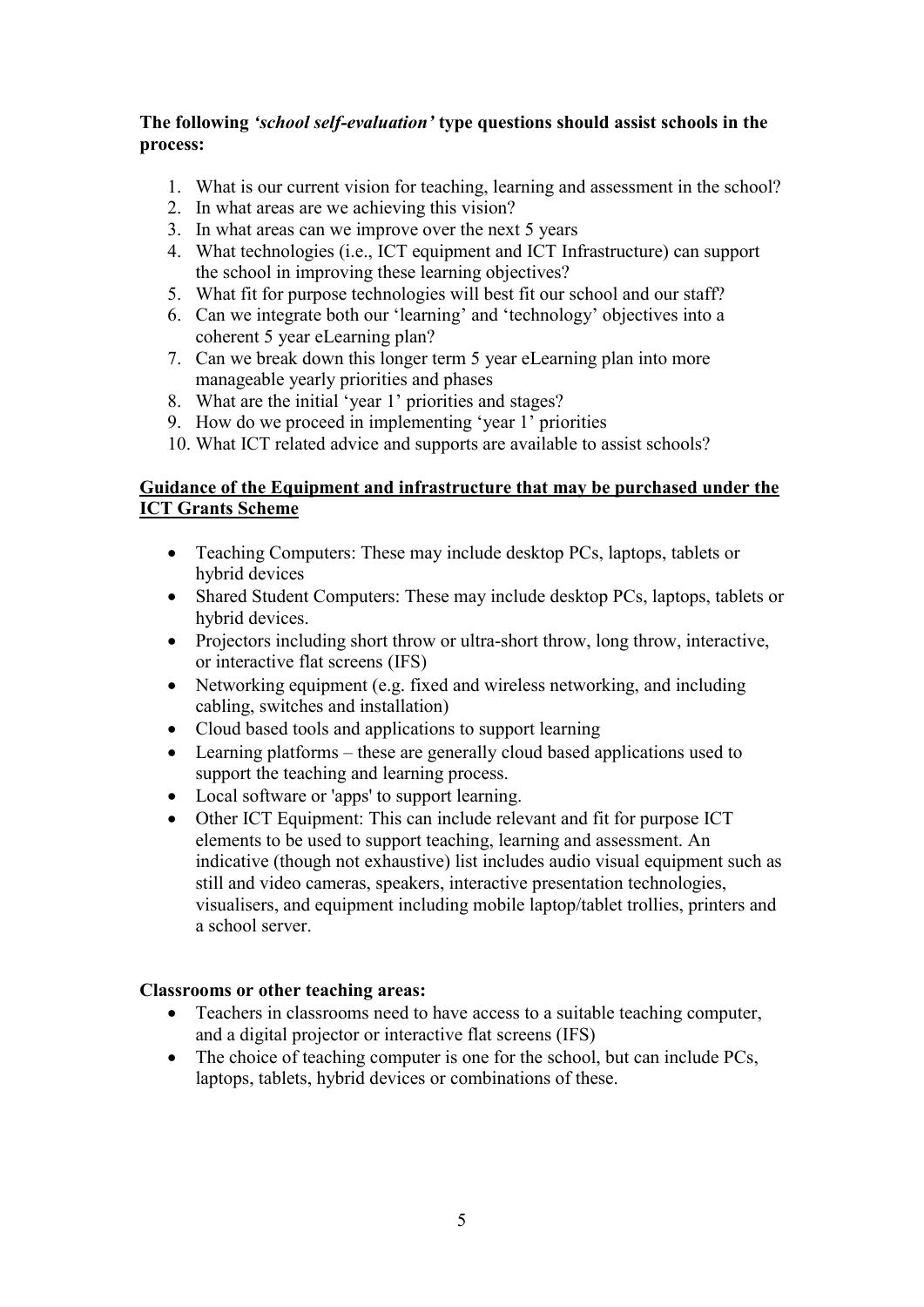**The following *'school self-evaluation'* type questions should assist schools in the process:**

1. What is our current vision for teaching, learning and assessment in the school?
2. In what areas are we achieving this vision?
3. In what areas can we improve over the next 5 years
4. What technologies (i.e., ICT equipment and ICT Infrastructure) can support the school in improving these learning objectives?
5. What fit for purpose technologies will best fit our school and our staff?
6. Can we integrate both our 'learning' and 'technology' objectives into a coherent 5 year eLearning plan?
7. Can we break down this longer term 5 year eLearning plan into more manageable yearly priorities and phases
8. What are the initial 'year 1' priorities and stages?
9. How do we proceed in implementing 'year 1' priorities
10. What ICT related advice and supports are available to assist schools?

**Guidance of the Equipment and infrastructure that may be purchased under the ICT Grants Scheme**

- Teaching Computers: These may include desktop PCs, laptops, tablets or hybrid devices
- Shared Student Computers: These may include desktop PCs, laptops, tablets or hybrid devices.
- Projectors including short throw or ultra-short throw, long throw, interactive, or interactive flat screens (IFS)
- Networking equipment (e.g. fixed and wireless networking, and including cabling, switches and installation)
- Cloud based tools and applications to support learning
- Learning platforms – these are generally cloud based applications used to support the teaching and learning process.
- Local software or 'apps' to support learning.
- Other ICT Equipment: This can include relevant and fit for purpose ICT elements to be used to support teaching, learning and assessment. An indicative (though not exhaustive) list includes audio visual equipment such as still and video cameras, speakers, interactive presentation technologies, visualisers, and equipment including mobile laptop/tablet trollies, printers and a school server.

**Classrooms or other teaching areas:**

- Teachers in classrooms need to have access to a suitable teaching computer, and a digital projector or interactive flat screens (IFS)
- The choice of teaching computer is one for the school, but can include PCs, laptops, tablets, hybrid devices or combinations of these.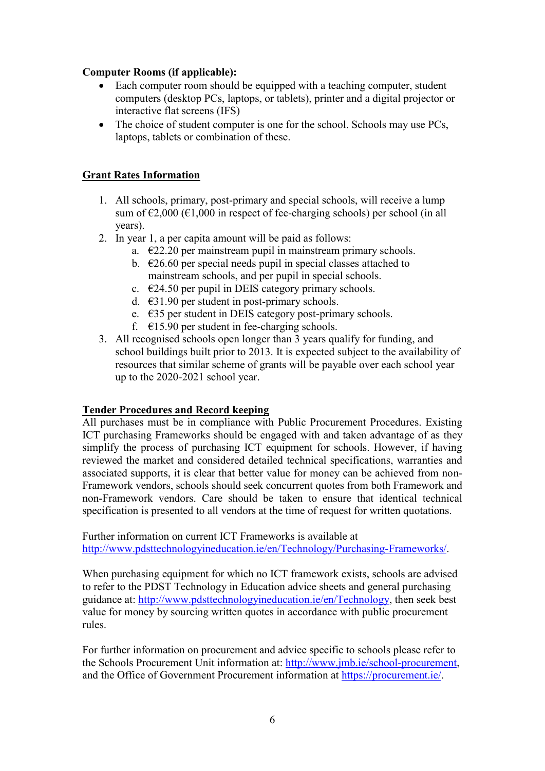**Computer Rooms (if applicable):**

- Each computer room should be equipped with a teaching computer, student computers (desktop PCs, laptops, or tablets), printer and a digital projector or interactive flat screens (IFS)
- The choice of student computer is one for the school. Schools may use PCs, laptops, tablets or combination of these.

## Grant Rates Information

1. All schools, primary, post-primary and special schools, will receive a lump sum of €2,000 (€1,000 in respect of fee-charging schools) per school (in all years).
2. In year 1, a per capita amount will be paid as follows:
   a. €22.20 per mainstream pupil in mainstream primary schools.
   b. €26.60 per special needs pupil in special classes attached to mainstream schools, and per pupil in special schools.
   c. €24.50 per pupil in DEIS category primary schools.
   d. €31.90 per student in post-primary schools.
   e. €35 per student in DEIS category post-primary schools.
   f. €15.90 per student in fee-charging schools.
3. All recognised schools open longer than 3 years qualify for funding, and school buildings built prior to 2013. It is expected subject to the availability of resources that similar scheme of grants will be payable over each school year up to the 2020-2021 school year.

## Tender Procedures and Record keeping

All purchases must be in compliance with Public Procurement Procedures. Existing ICT purchasing Frameworks should be engaged with and taken advantage of as they simplify the process of purchasing ICT equipment for schools. However, if having reviewed the market and considered detailed technical specifications, warranties and associated supports, it is clear that better value for money can be achieved from non-Framework vendors, schools should seek concurrent quotes from both Framework and non-Framework vendors. Care should be taken to ensure that identical technical specification is presented to all vendors at the time of request for written quotations.

Further information on current ICT Frameworks is available at http://www.pdsttechnologyineducation.ie/en/Technology/Purchasing-Frameworks/.

When purchasing equipment for which no ICT framework exists, schools are advised to refer to the PDST Technology in Education advice sheets and general purchasing guidance at: http://www.pdsttechnologyineducation.ie/en/Technology, then seek best value for money by sourcing written quotes in accordance with public procurement rules.

For further information on procurement and advice specific to schools please refer to the Schools Procurement Unit information at: http://www.jmb.ie/school-procurement, and the Office of Government Procurement information at https://procurement.ie/.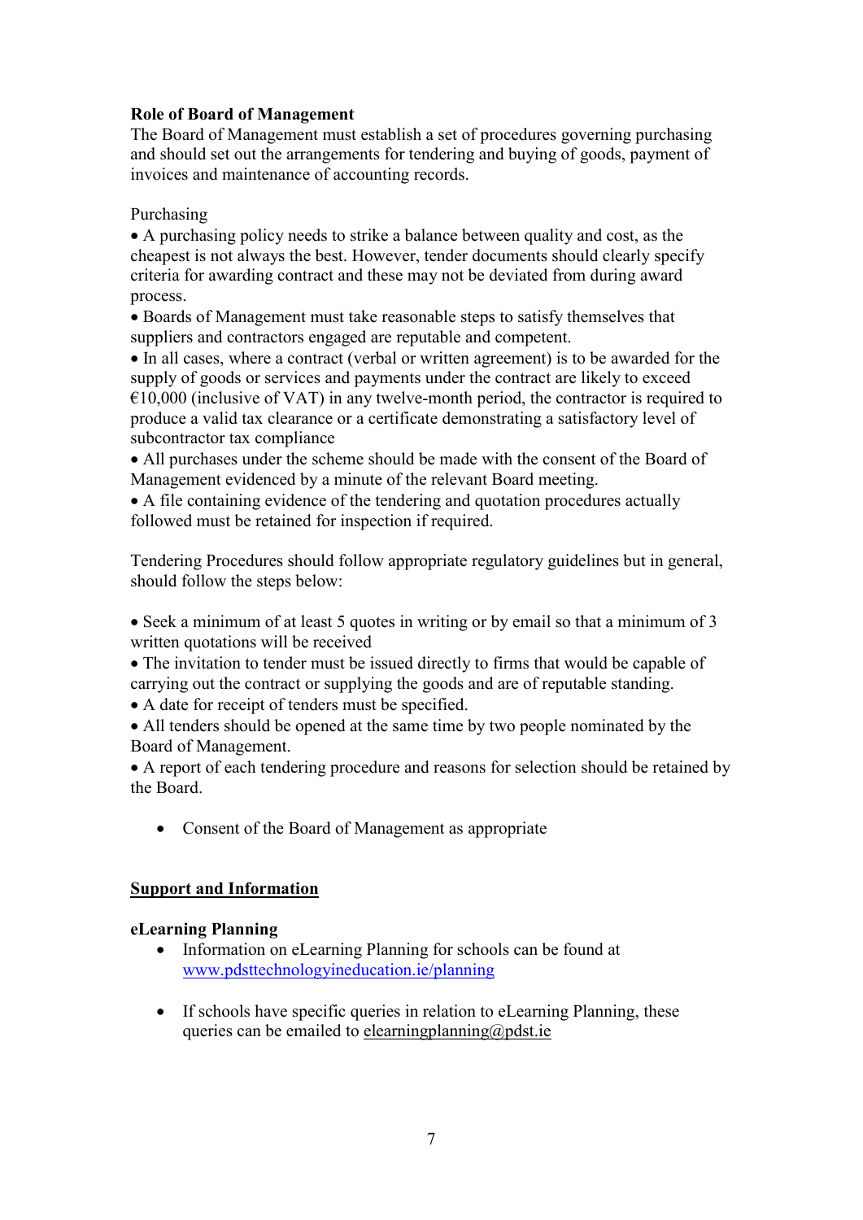**Role of Board of Management**

The Board of Management must establish a set of procedures governing purchasing and should set out the arrangements for tendering and buying of goods, payment of invoices and maintenance of accounting records.

Purchasing

- A purchasing policy needs to strike a balance between quality and cost, as the cheapest is not always the best. However, tender documents should clearly specify criteria for awarding contract and these may not be deviated from during award process.
- Boards of Management must take reasonable steps to satisfy themselves that suppliers and contractors engaged are reputable and competent.
- In all cases, where a contract (verbal or written agreement) is to be awarded for the supply of goods or services and payments under the contract are likely to exceed €10,000 (inclusive of VAT) in any twelve-month period, the contractor is required to produce a valid tax clearance or a certificate demonstrating a satisfactory level of subcontractor tax compliance
- All purchases under the scheme should be made with the consent of the Board of Management evidenced by a minute of the relevant Board meeting.
- A file containing evidence of the tendering and quotation procedures actually followed must be retained for inspection if required.

Tendering Procedures should follow appropriate regulatory guidelines but in general, should follow the steps below:

- Seek a minimum of at least 5 quotes in writing or by email so that a minimum of 3 written quotations will be received
- The invitation to tender must be issued directly to firms that would be capable of carrying out the contract or supplying the goods and are of reputable standing.
- A date for receipt of tenders must be specified.
- All tenders should be opened at the same time by two people nominated by the Board of Management.
- A report of each tendering procedure and reasons for selection should be retained by the Board.

- Consent of the Board of Management as appropriate

## Support and Information

**eLearning Planning**

- Information on eLearning Planning for schools can be found at [www.pdsttechnologyineducation.ie/planning](http://www.pdsttechnologyineducation.ie/planning)
- If schools have specific queries in relation to eLearning Planning, these queries can be emailed to elearningplanning@pdst.ie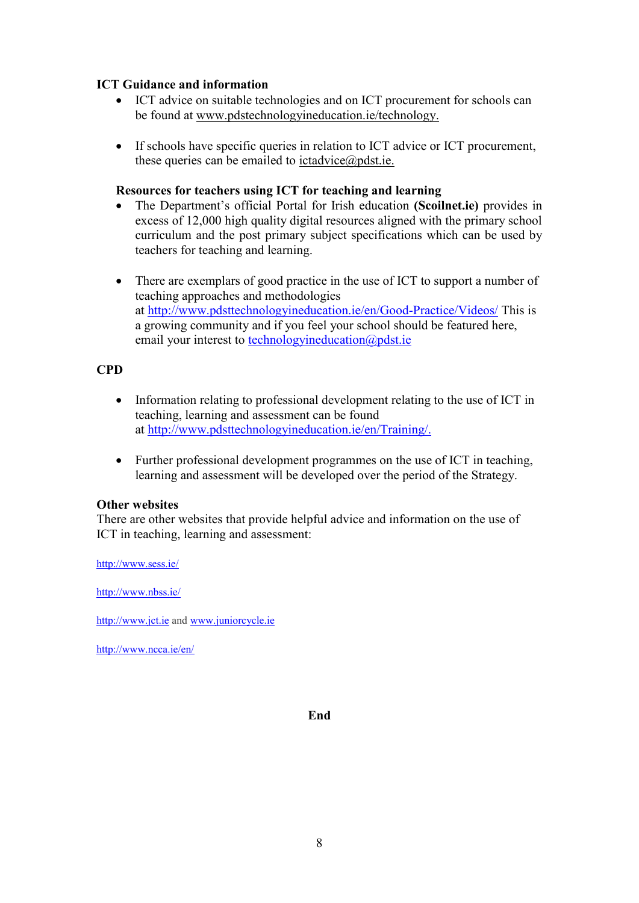**ICT Guidance and information**

- ICT advice on suitable technologies and on ICT procurement for schools can be found at www.pdstechnologyineducation.ie/technology.
- If schools have specific queries in relation to ICT advice or ICT procurement, these queries can be emailed to ictadvice@pdst.ie.

**Resources for teachers using ICT for teaching and learning**

- The Department's official Portal for Irish education **(Scoilnet.ie)** provides in excess of 12,000 high quality digital resources aligned with the primary school curriculum and the post primary subject specifications which can be used by teachers for teaching and learning.
- There are exemplars of good practice in the use of ICT to support a number of teaching approaches and methodologies at http://www.pdsttechnologyineducation.ie/en/Good-Practice/Videos/ This is a growing community and if you feel your school should be featured here, email your interest to technologyineducation@pdst.ie

**CPD**

- Information relating to professional development relating to the use of ICT in teaching, learning and assessment can be found at http://www.pdsttechnologyineducation.ie/en/Training/.
- Further professional development programmes on the use of ICT in teaching, learning and assessment will be developed over the period of the Strategy.

**Other websites**

There are other websites that provide helpful advice and information on the use of ICT in teaching, learning and assessment:

http://www.sess.ie/

http://www.nbss.ie/

http://www.jct.ie and www.juniorcycle.ie

http://www.ncca.ie/en/

**End**